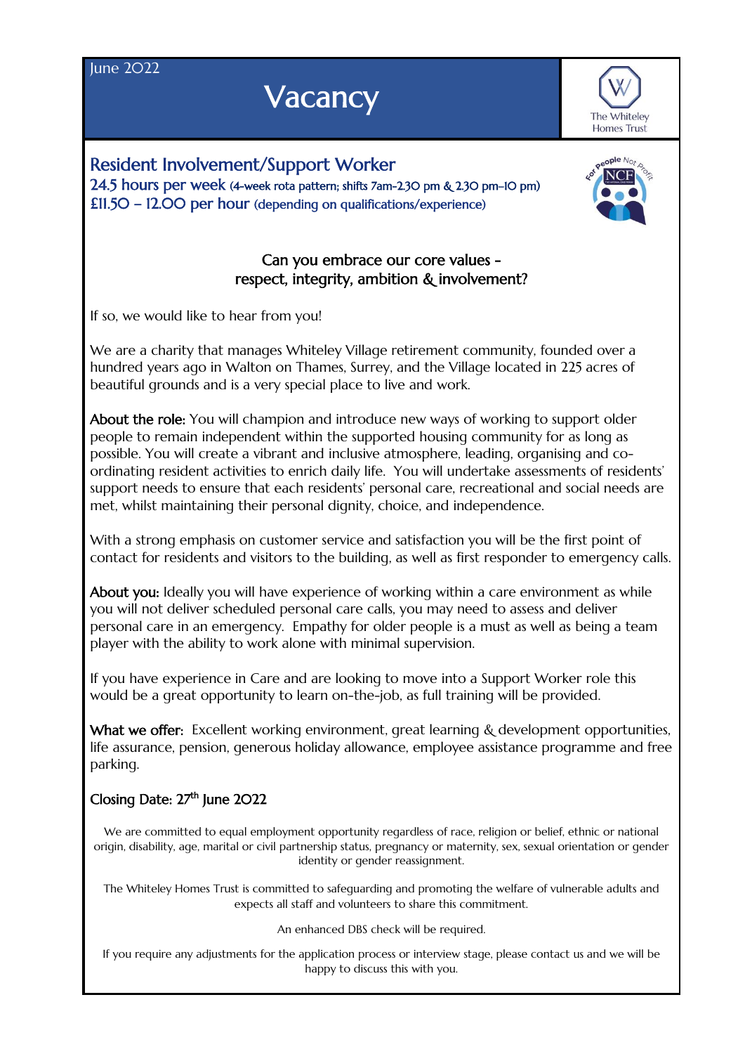June 2022

# Vacancy

The Whiteley Homes Trust

## Resident Involvement/Support Worker

**24.5 hours per week** (4-week rota pattern; shifts 7am-2.30 pm & 2.30 pm-10 pm)
**£11.50 – 12.00 per hour** (depending on qualifications/experience)

For People Not Profit NCF

**Can you embrace our core values - respect, integrity, ambition & involvement?**

If so, we would like to hear from you!

We are a charity that manages Whiteley Village retirement community, founded over a hundred years ago in Walton on Thames, Surrey, and the Village located in 225 acres of beautiful grounds and is a very special place to live and work.

**About the role:** You will champion and introduce new ways of working to support older people to remain independent within the supported housing community for as long as possible. You will create a vibrant and inclusive atmosphere, leading, organising and co-ordinating resident activities to enrich daily life. You will undertake assessments of residents' support needs to ensure that each residents' personal care, recreational and social needs are met, whilst maintaining their personal dignity, choice, and independence.

With a strong emphasis on customer service and satisfaction you will be the first point of contact for residents and visitors to the building, as well as first responder to emergency calls.

**About you:** Ideally you will have experience of working within a care environment as while you will not deliver scheduled personal care calls, you may need to assess and deliver personal care in an emergency. Empathy for older people is a must as well as being a team player with the ability to work alone with minimal supervision.

If you have experience in Care and are looking to move into a Support Worker role this would be a great opportunity to learn on-the-job, as full training will be provided.

**What we offer:** Excellent working environment, great learning & development opportunities, life assurance, pension, generous holiday allowance, employee assistance programme and free parking.

**Closing Date: 27th June 2022**

We are committed to equal employment opportunity regardless of race, religion or belief, ethnic or national origin, disability, age, marital or civil partnership status, pregnancy or maternity, sex, sexual orientation or gender identity or gender reassignment.

The Whiteley Homes Trust is committed to safeguarding and promoting the welfare of vulnerable adults and expects all staff and volunteers to share this commitment.

An enhanced DBS check will be required.

If you require any adjustments for the application process or interview stage, please contact us and we will be happy to discuss this with you.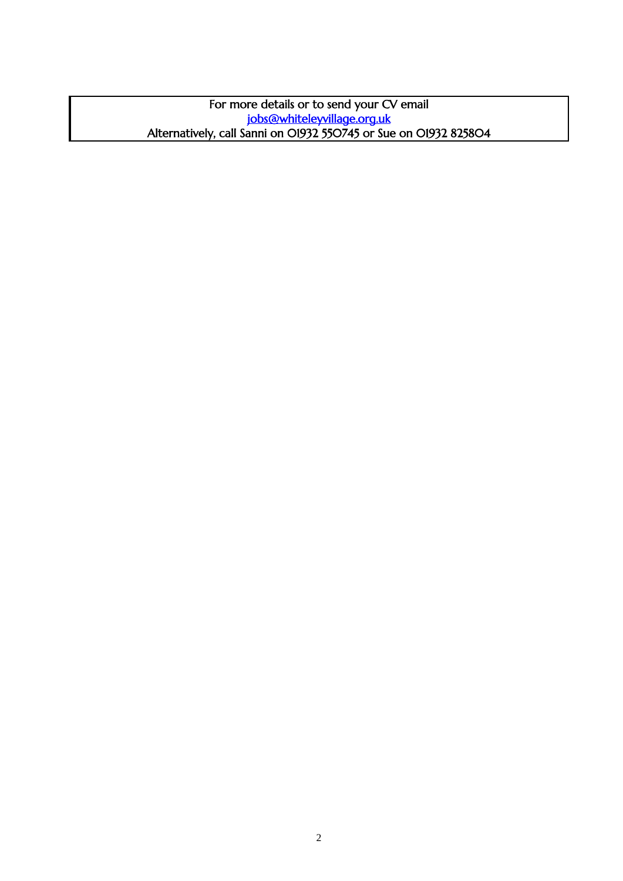For more details or to send your CV email

jobs@whiteleyvillage.org.uk

Alternatively, call Sanni on 01932 550745 or Sue on 01932 825804